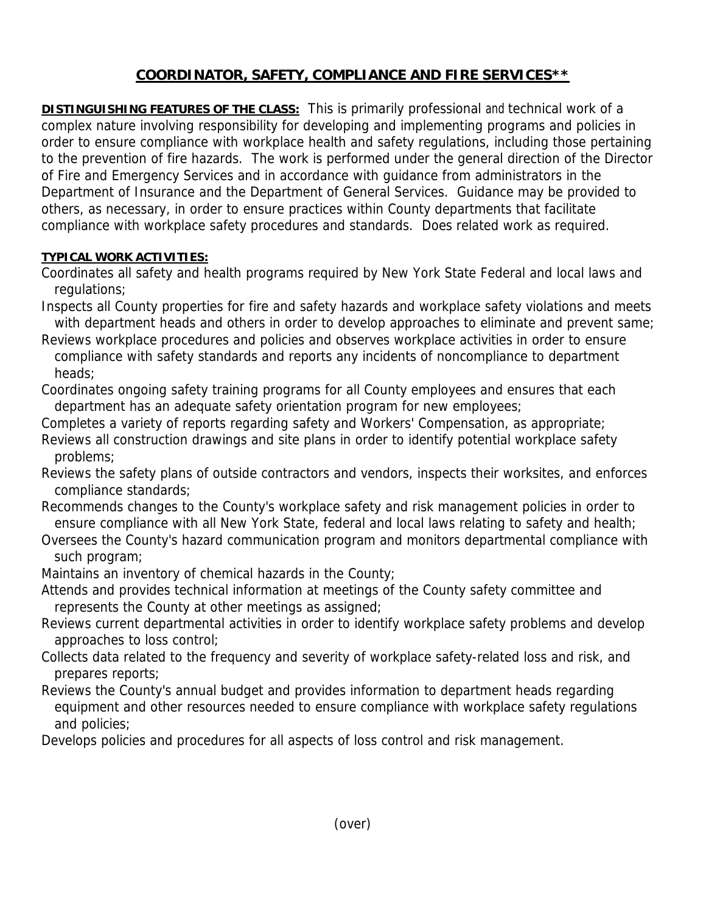# COORDINATOR, SAFETY, COMPLIANCE AND FIRE SERVICES**

**DISTINGUISHING FEATURES OF THE CLASS:** This is primarily professional and technical work of a complex nature involving responsibility for developing and implementing programs and policies in order to ensure compliance with workplace health and safety regulations, including those pertaining to the prevention of fire hazards. The work is performed under the general direction of the Director of Fire and Emergency Services and in accordance with guidance from administrators in the Department of Insurance and the Department of General Services. Guidance may be provided to others, as necessary, in order to ensure practices within County departments that facilitate compliance with workplace safety procedures and standards. Does related work as required.

**TYPICAL WORK ACTIVITIES:**

Coordinates all safety and health programs required by New York State Federal and local laws and regulations;

Inspects all County properties for fire and safety hazards and workplace safety violations and meets with department heads and others in order to develop approaches to eliminate and prevent same;

Reviews workplace procedures and policies and observes workplace activities in order to ensure compliance with safety standards and reports any incidents of noncompliance to department heads;

Coordinates ongoing safety training programs for all County employees and ensures that each department has an adequate safety orientation program for new employees;

Completes a variety of reports regarding safety and Workers' Compensation, as appropriate;

Reviews all construction drawings and site plans in order to identify potential workplace safety problems;

Reviews the safety plans of outside contractors and vendors, inspects their worksites, and enforces compliance standards;

Recommends changes to the County's workplace safety and risk management policies in order to ensure compliance with all New York State, federal and local laws relating to safety and health;

Oversees the County's hazard communication program and monitors departmental compliance with such program;

Maintains an inventory of chemical hazards in the County;

Attends and provides technical information at meetings of the County safety committee and represents the County at other meetings as assigned;

Reviews current departmental activities in order to identify workplace safety problems and develop approaches to loss control;

Collects data related to the frequency and severity of workplace safety-related loss and risk, and prepares reports;

Reviews the County's annual budget and provides information to department heads regarding equipment and other resources needed to ensure compliance with workplace safety regulations and policies;

Develops policies and procedures for all aspects of loss control and risk management.

(over)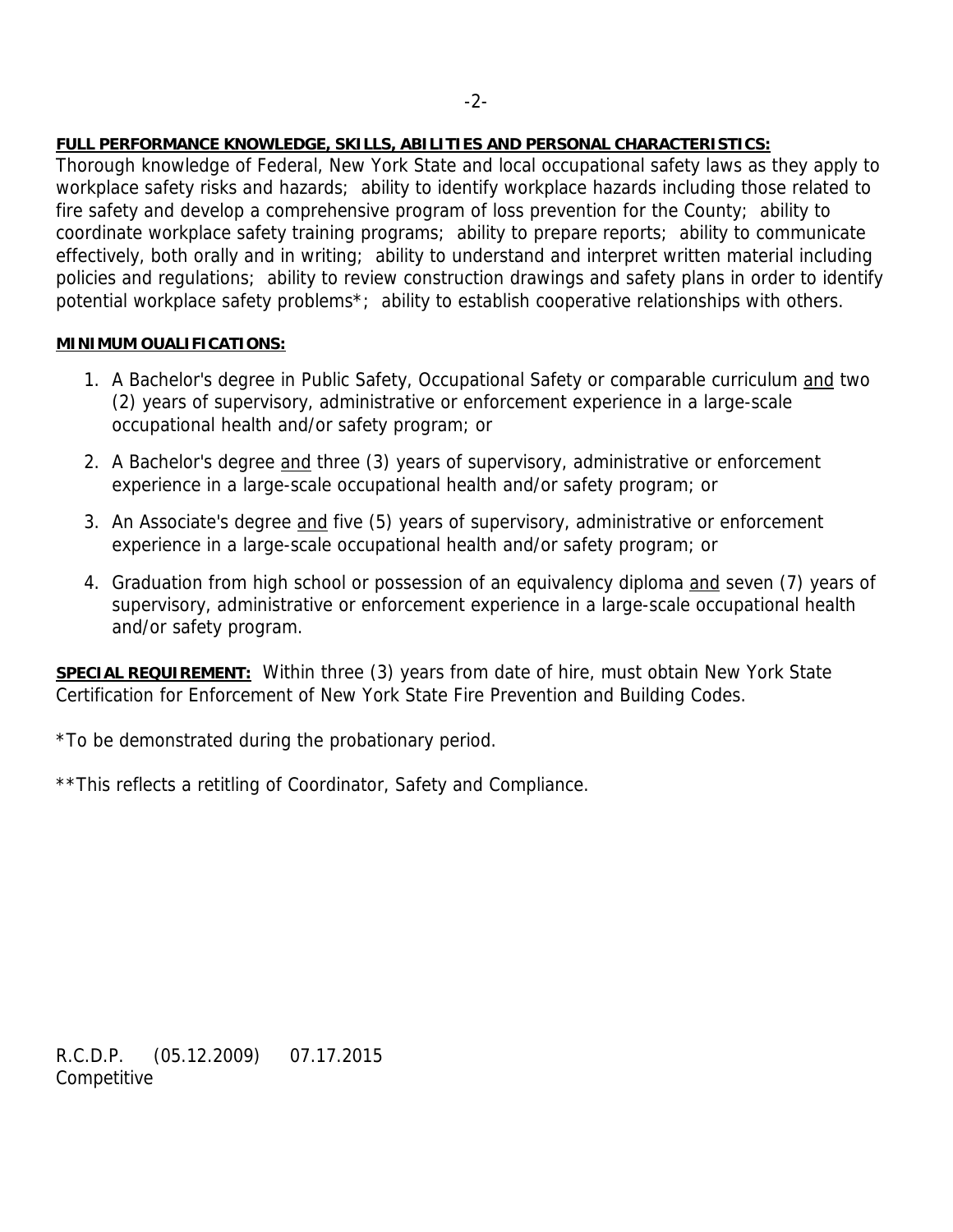**FULL PERFORMANCE KNOWLEDGE, SKILLS, ABILITIES AND PERSONAL CHARACTERISTICS:**
Thorough knowledge of Federal, New York State and local occupational safety laws as they apply to workplace safety risks and hazards; ability to identify workplace hazards including those related to fire safety and develop a comprehensive program of loss prevention for the County; ability to coordinate workplace safety training programs; ability to prepare reports; ability to communicate effectively, both orally and in writing; ability to understand and interpret written material including policies and regulations; ability to review construction drawings and safety plans in order to identify potential workplace safety problems*; ability to establish cooperative relationships with others.

**MINIMUM QUALIFICATIONS:**

1. A Bachelor's degree in Public Safety, Occupational Safety or comparable curriculum and two (2) years of supervisory, administrative or enforcement experience in a large-scale occupational health and/or safety program; or

2. A Bachelor's degree and three (3) years of supervisory, administrative or enforcement experience in a large-scale occupational health and/or safety program; or

3. An Associate's degree and five (5) years of supervisory, administrative or enforcement experience in a large-scale occupational health and/or safety program; or

4. Graduation from high school or possession of an equivalency diploma and seven (7) years of supervisory, administrative or enforcement experience in a large-scale occupational health and/or safety program.

**SPECIAL REQUIREMENT:** Within three (3) years from date of hire, must obtain New York State Certification for Enforcement of New York State Fire Prevention and Building Codes.

*To be demonstrated during the probationary period.

**This reflects a retitling of Coordinator, Safety and Compliance.

R.C.D.P. (05.12.2009) 07.17.2015
Competitive